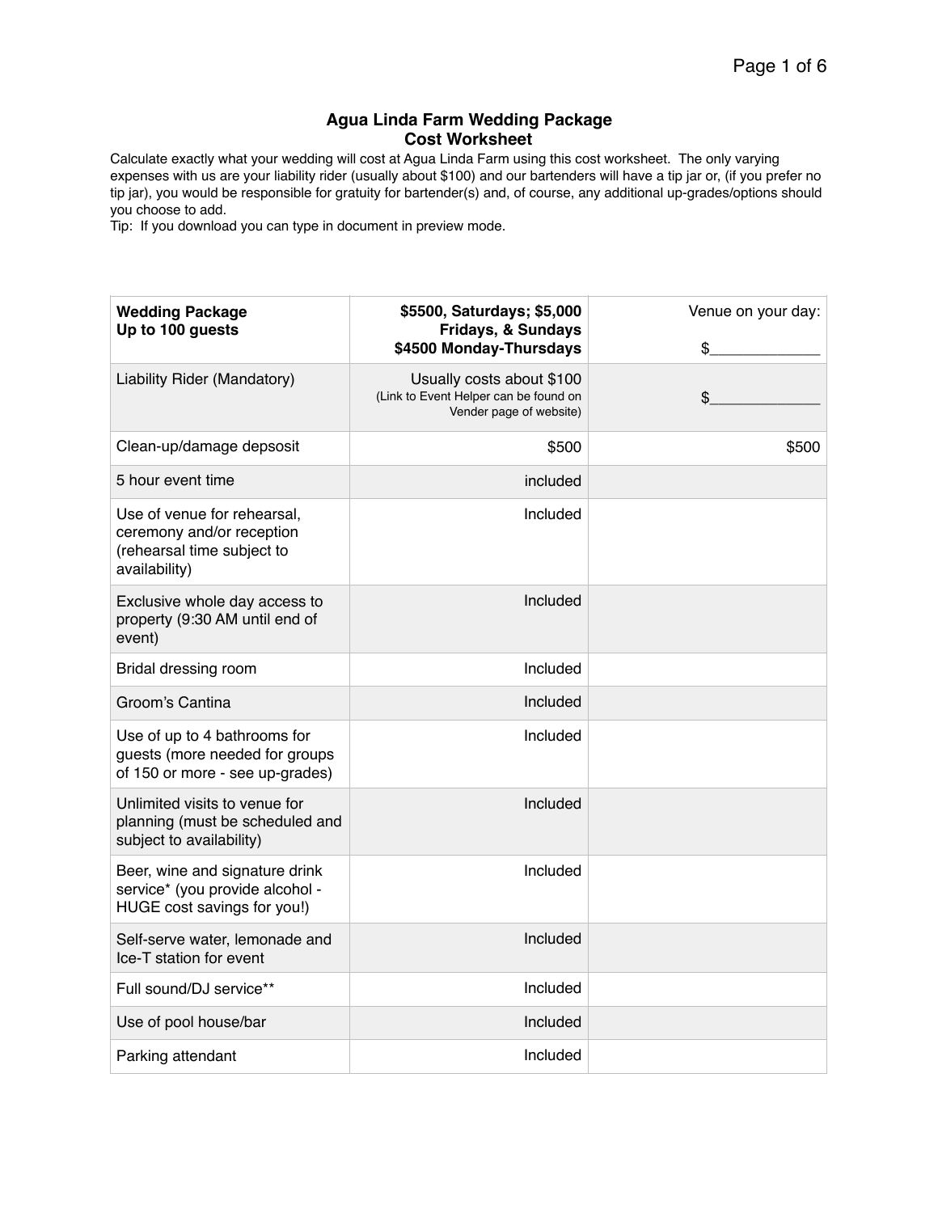# Agua Linda Farm Wedding Package
## Cost Worksheet

Calculate exactly what your wedding will cost at Agua Linda Farm using this cost worksheet. The only varying expenses with us are your liability rider (usually about $100) and our bartenders will have a tip jar or, (if you prefer no tip jar), you would be responsible for gratuity for bartender(s) and, of course, any additional up-grades/options should you choose to add.
Tip: If you download you can type in document in preview mode.

| **Wedding Package**<br>**Up to 100 guests** | **$5500, Saturdays; $5,000 Fridays, & Sundays**<br>**$4500 Monday-Thursdays** | Venue on your day:<br>$_____________ |
|---|---|---|
| Liability Rider (Mandatory) | Usually costs about $100<br>(Link to Event Helper can be found on Vender page of website) | $_____________ |
| Clean-up/damage depsosit | $500 | $500 |
| 5 hour event time | included | |
| Use of venue for rehearsal, ceremony and/or reception (rehearsal time subject to availability) | Included | |
| Exclusive whole day access to property (9:30 AM until end of event) | Included | |
| Bridal dressing room | Included | |
| Groom's Cantina | Included | |
| Use of up to 4 bathrooms for guests (more needed for groups of 150 or more - see up-grades) | Included | |
| Unlimited visits to venue for planning (must be scheduled and subject to availability) | Included | |
| Beer, wine and signature drink service* (you provide alcohol - HUGE cost savings for you!) | Included | |
| Self-serve water, lemonade and Ice-T station for event | Included | |
| Full sound/DJ service** | Included | |
| Use of pool house/bar | Included | |
| Parking attendant | Included | |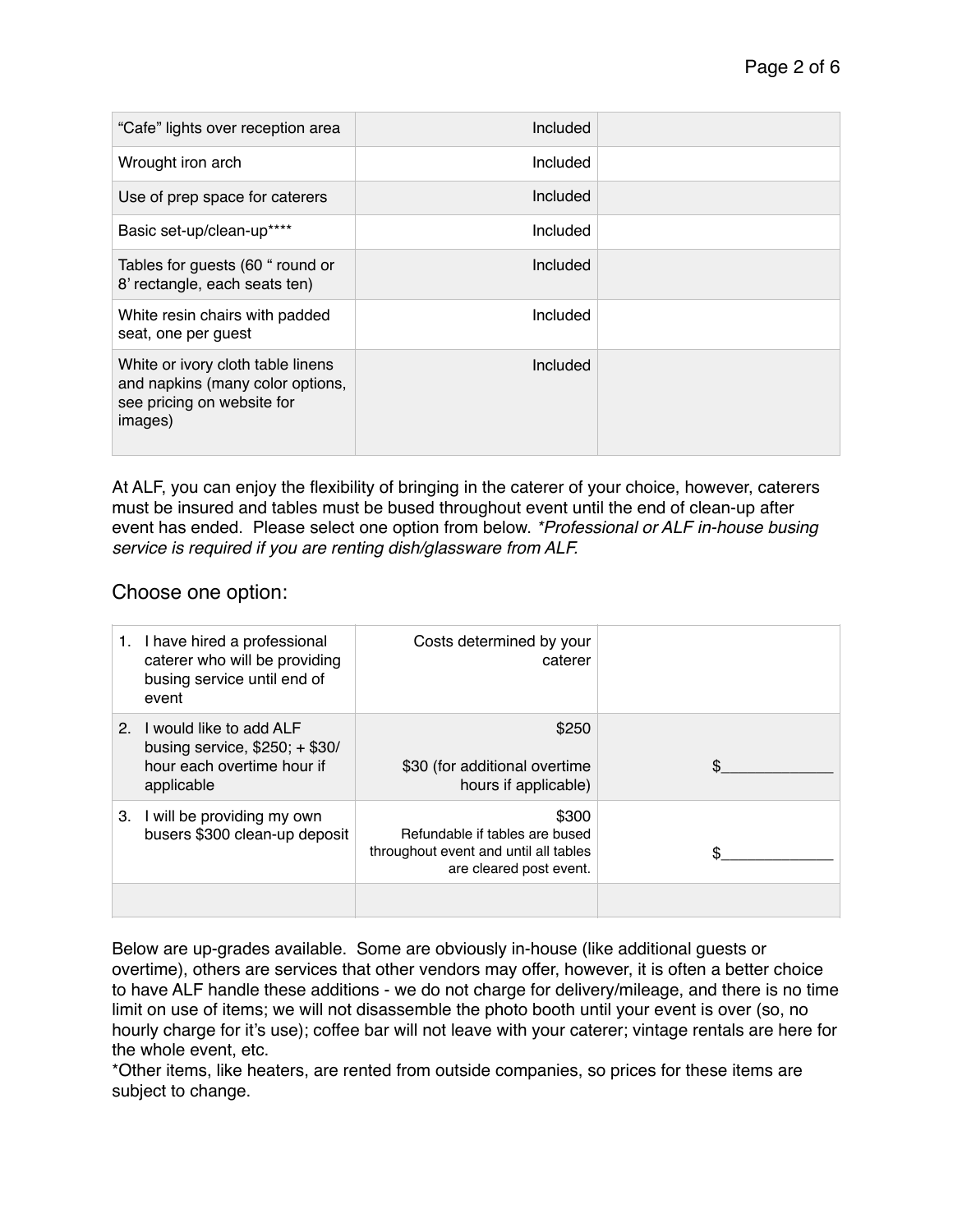| | | |
|---|---|---|
| "Cafe" lights over reception area | Included | |
| Wrought iron arch | Included | |
| Use of prep space for caterers | Included | |
| Basic set-up/clean-up**** | Included | |
| Tables for guests (60 " round or 8' rectangle, each seats ten) | Included | |
| White resin chairs with padded seat, one per guest | Included | |
| White or ivory cloth table linens and napkins (many color options, see pricing on website for images) | Included | |

At ALF, you can enjoy the flexibility of bringing in the caterer of your choice, however, caterers must be insured and tables must be bused throughout event until the end of clean-up after event has ended. Please select one option from below. *\*Professional or ALF in-house busing service is required if you are renting dish/glassware from ALF.*

## Choose one option:

| | | |
|---|---|---|
| 1. I have hired a professional caterer who will be providing busing service until end of event | Costs determined by your caterer | |
| 2. I would like to add ALF busing service, $250; + $30/ hour each overtime hour if applicable | $250<br><br>$30 (for additional overtime hours if applicable) | $_____________ |
| 3. I will be providing my own busers $300 clean-up deposit | $300<br>Refundable if tables are bused throughout event and until all tables are cleared post event. | $_____________ |
| | | |

Below are up-grades available. Some are obviously in-house (like additional guests or overtime), others are services that other vendors may offer, however, it is often a better choice to have ALF handle these additions - we do not charge for delivery/mileage, and there is no time limit on use of items; we will not disassemble the photo booth until your event is over (so, no hourly charge for it's use); coffee bar will not leave with your caterer; vintage rentals are here for the whole event, etc.

*Other items, like heaters, are rented from outside companies, so prices for these items are subject to change.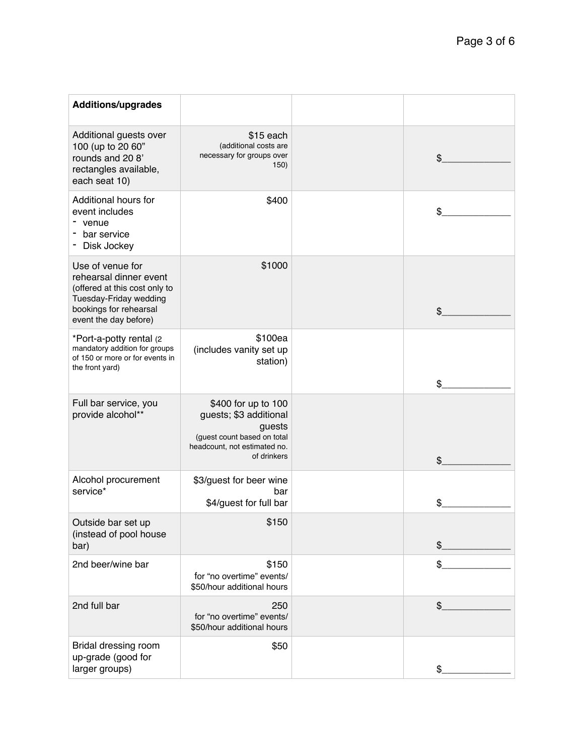| **Additions/upgrades** | | | |
|---|---|---|---|
| Additional guests over 100 (up to 20 60" rounds and 20 8' rectangles available, each seat 10) | $15 each (additional costs are necessary for groups over 150) | | $_____________ |
| Additional hours for event includes<br>- venue<br>- bar service<br>- Disk Jockey | $400 | | $_____________ |
| Use of venue for rehearsal dinner event (offered at this cost only to Tuesday-Friday wedding bookings for rehearsal event the day before) | $1000 | | $_____________ |
| *Port-a-potty rental (2 mandatory addition for groups of 150 or more or for events in the front yard) | $100ea (includes vanity set up station) | | $_____________ |
| Full bar service, you provide alcohol** | $400 for up to 100 guests; $3 additional guests (guest count based on total headcount, not estimated no. of drinkers | | $_____________ |
| Alcohol procurement service* | $3/guest for beer wine bar<br>$4/guest for full bar | | $_____________ |
| Outside bar set up (instead of pool house bar) | $150 | | $_____________ |
| 2nd beer/wine bar | $150 for "no overtime" events/ $50/hour additional hours | | $_____________ |
| 2nd full bar | 250 for "no overtime" events/ $50/hour additional hours | | $_____________ |
| Bridal dressing room up-grade (good for larger groups) | $50 | | $_____________ |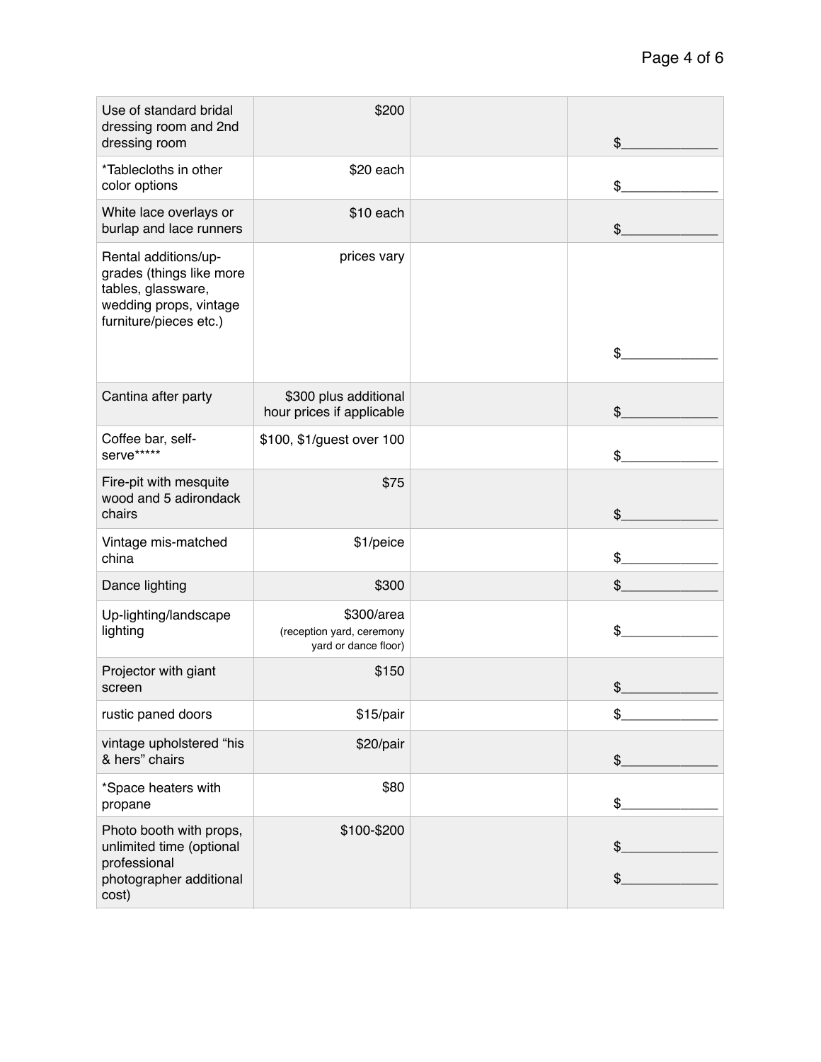| | | | |
|---|---|---|---|
| Use of standard bridal dressing room and 2nd dressing room | $200 | | $_____________ |
| *Tablecloths in other color options | $20 each | | $_____________ |
| White lace overlays or burlap and lace runners | $10 each | | $_____________ |
| Rental additions/up-grades (things like more tables, glassware, wedding props, vintage furniture/pieces etc.) | prices vary | | $_____________ |
| Cantina after party | $300 plus additional hour prices if applicable | | $_____________ |
| Coffee bar, self-serve***** | $100, $1/guest over 100 | | $_____________ |
| Fire-pit with mesquite wood and 5 adirondack chairs | $75 | | $_____________ |
| Vintage mis-matched china | $1/peice | | $_____________ |
| Dance lighting | $300 | | $_____________ |
| Up-lighting/landscape lighting | $300/area (reception yard, ceremony yard or dance floor) | | $_____________ |
| Projector with giant screen | $150 | | $_____________ |
| rustic paned doors | $15/pair | | $_____________ |
| vintage upholstered “his & hers” chairs | $20/pair | | $_____________ |
| *Space heaters with propane | $80 | | $_____________ |
| Photo booth with props, unlimited time (optional professional photographer additional cost) | $100-$200 | | $_____________ $_____________ |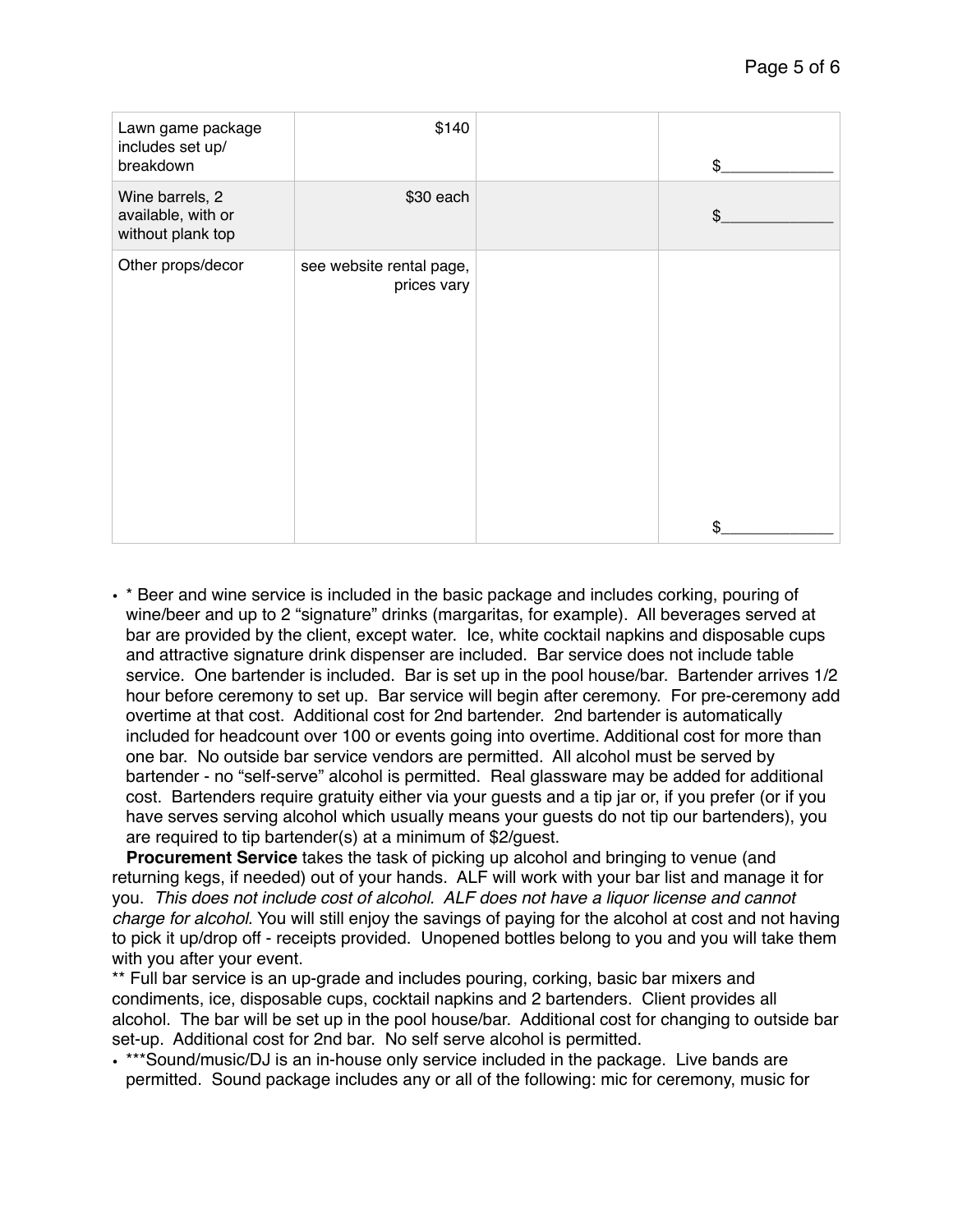| | | | |
|---|---|---|---|
| Lawn game package includes set up/ breakdown | $140 | | $_____________ |
| Wine barrels, 2 available, with or without plank top | $30 each | | $_____________ |
| Other props/decor | see website rental page, prices vary | | $_____________ |

- * Beer and wine service is included in the basic package and includes corking, pouring of wine/beer and up to 2 "signature" drinks (margaritas, for example). All beverages served at bar are provided by the client, except water. Ice, white cocktail napkins and disposable cups and attractive signature drink dispenser are included. Bar service does not include table service. One bartender is included. Bar is set up in the pool house/bar. Bartender arrives 1/2 hour before ceremony to set up. Bar service will begin after ceremony. For pre-ceremony add overtime at that cost. Additional cost for 2nd bartender. 2nd bartender is automatically included for headcount over 100 or events going into overtime. Additional cost for more than one bar. No outside bar service vendors are permitted. All alcohol must be served by bartender - no "self-serve" alcohol is permitted. Real glassware may be added for additional cost. Bartenders require gratuity either via your guests and a tip jar or, if you prefer (or if you have serves serving alcohol which usually means your guests do not tip our bartenders), you are required to tip bartender(s) at a minimum of $2/guest.

**Procurement Service** takes the task of picking up alcohol and bringing to venue (and returning kegs, if needed) out of your hands. ALF will work with your bar list and manage it for you. *This does not include cost of alcohol. ALF does not have a liquor license and cannot charge for alcohol.* You will still enjoy the savings of paying for the alcohol at cost and not having to pick it up/drop off - receipts provided. Unopened bottles belong to you and you will take them with you after your event.

** Full bar service is an up-grade and includes pouring, corking, basic bar mixers and condiments, ice, disposable cups, cocktail napkins and 2 bartenders. Client provides all alcohol. The bar will be set up in the pool house/bar. Additional cost for changing to outside bar set-up. Additional cost for 2nd bar. No self serve alcohol is permitted.

- ***Sound/music/DJ is an in-house only service included in the package. Live bands are permitted. Sound package includes any or all of the following: mic for ceremony, music for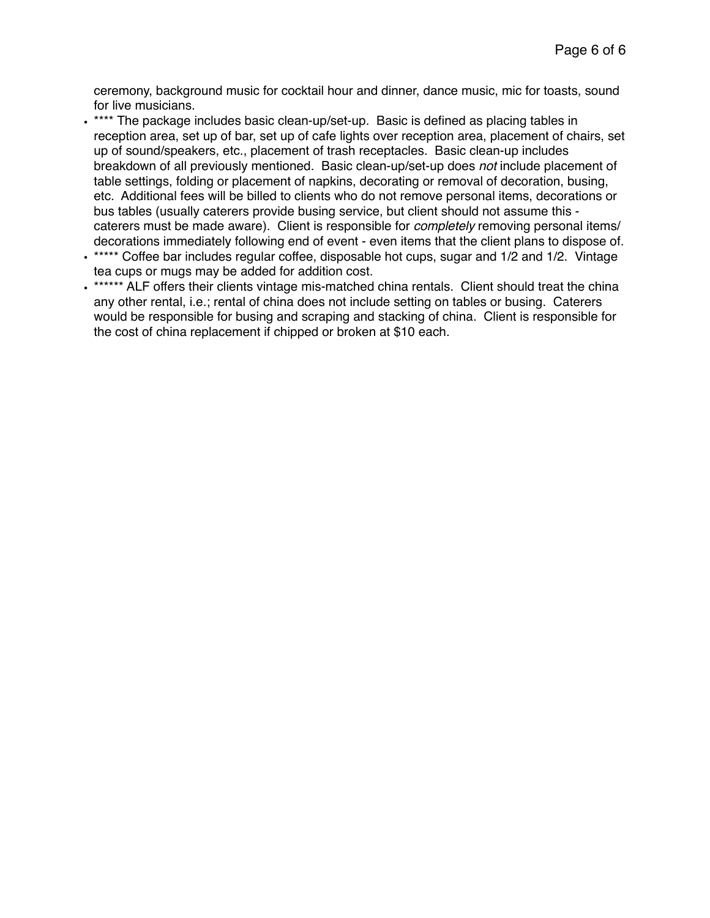ceremony, background music for cocktail hour and dinner, dance music, mic for toasts, sound for live musicians.

- **** The package includes basic clean-up/set-up. Basic is defined as placing tables in reception area, set up of bar, set up of cafe lights over reception area, placement of chairs, set up of sound/speakers, etc., placement of trash receptacles. Basic clean-up includes breakdown of all previously mentioned. Basic clean-up/set-up does *not* include placement of table settings, folding or placement of napkins, decorating or removal of decoration, busing, etc. Additional fees will be billed to clients who do not remove personal items, decorations or bus tables (usually caterers provide busing service, but client should not assume this - caterers must be made aware). Client is responsible for *completely* removing personal items/ decorations immediately following end of event - even items that the client plans to dispose of.
- ***** Coffee bar includes regular coffee, disposable hot cups, sugar and 1/2 and 1/2. Vintage tea cups or mugs may be added for addition cost.
- ****** ALF offers their clients vintage mis-matched china rentals. Client should treat the china any other rental, i.e.; rental of china does not include setting on tables or busing. Caterers would be responsible for busing and scraping and stacking of china. Client is responsible for the cost of china replacement if chipped or broken at $10 each.